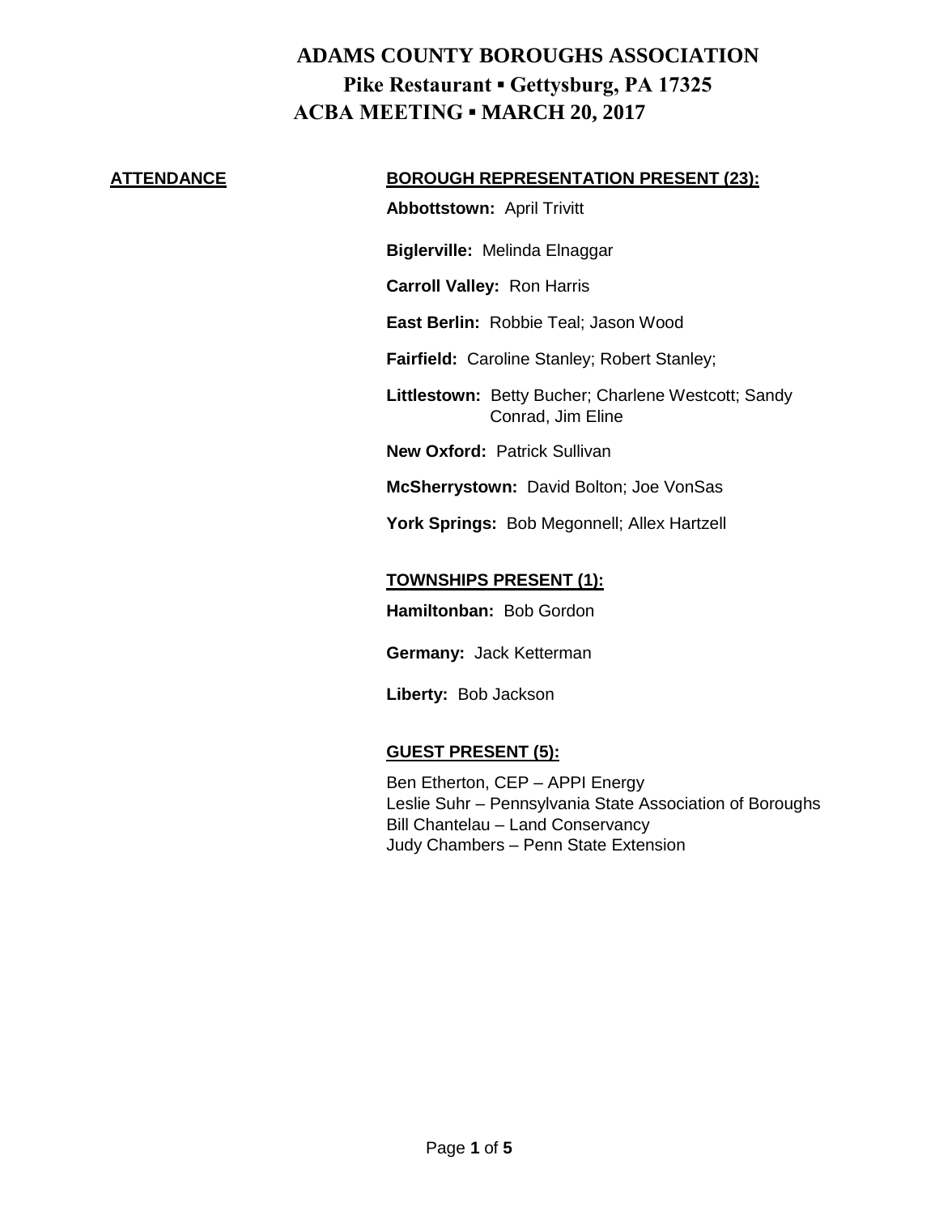# ADAMS COUNTY BOROUGHS ASSOCIATION

## Pike Restaurant ▪ Gettysburg, PA 17325

## ACBA MEETING ▪ MARCH 20, 2017

**ATTENDANCE**

**BOROUGH REPRESENTATION PRESENT (23):**

**Abbottstown:** April Trivitt

**Biglerville:** Melinda Elnaggar

**Carroll Valley:** Ron Harris

**East Berlin:** Robbie Teal; Jason Wood

**Fairfield:** Caroline Stanley; Robert Stanley;

**Littlestown:** Betty Bucher; Charlene Westcott; Sandy Conrad, Jim Eline

**New Oxford:** Patrick Sullivan

**McSherrystown:** David Bolton; Joe VonSas

**York Springs:** Bob Megonnell; Allex Hartzell

**TOWNSHIPS PRESENT (1):**

**Hamiltonban:** Bob Gordon

**Germany:** Jack Ketterman

**Liberty:** Bob Jackson

**GUEST PRESENT (5):**

Ben Etherton, CEP – APPI Energy
Leslie Suhr – Pennsylvania State Association of Boroughs
Bill Chantelau – Land Conservancy
Judy Chambers – Penn State Extension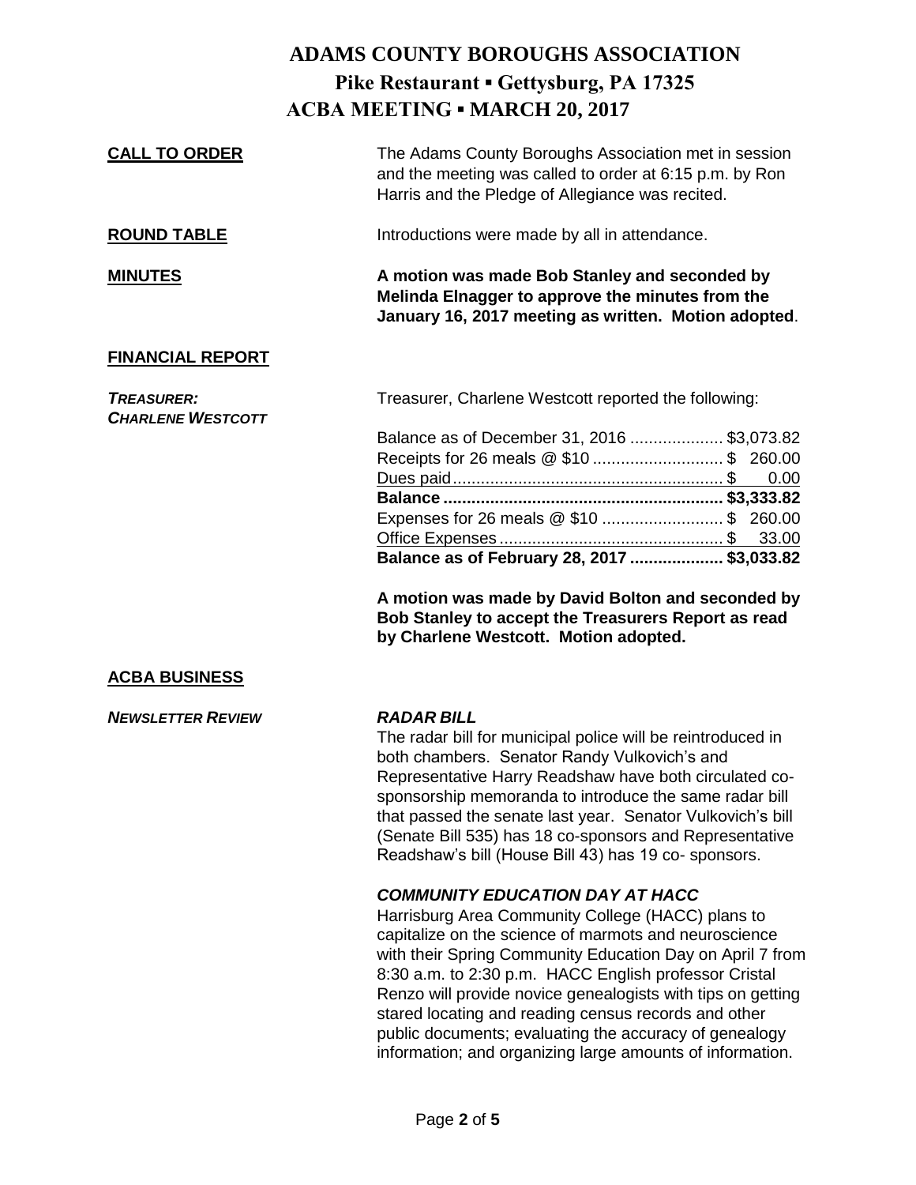# ADAMS COUNTY BOROUGHS ASSOCIATION

## Pike Restaurant ▪ Gettysburg, PA 17325

## ACBA MEETING ▪ MARCH 20, 2017

**CALL TO ORDER**

The Adams County Boroughs Association met in session and the meeting was called to order at 6:15 p.m. by Ron Harris and the Pledge of Allegiance was recited.

**ROUND TABLE**

Introductions were made by all in attendance.

**MINUTES**

**A motion was made Bob Stanley and seconded by Melinda Elnagger to approve the minutes from the January 16, 2017 meeting as written. Motion adopted**.

**FINANCIAL REPORT**

***TREASURER: CHARLENE WESTCOTT***

Treasurer, Charlene Westcott reported the following:

| | |
|---|---|
| Balance as of December 31, 2016 | $3,073.82 |
| Receipts for 26 meals @ $10 | $ 260.00 |
| Dues paid | $ 0.00 |
| **Balance** | **$3,333.82** |
| Expenses for 26 meals @ $10 | $ 260.00 |
| Office Expenses | $ 33.00 |
| **Balance as of February 28, 2017** | **$3,033.82** |

**A motion was made by David Bolton and seconded by Bob Stanley to accept the Treasurers Report as read by Charlene Westcott. Motion adopted.**

**ACBA BUSINESS**

***NEWSLETTER REVIEW***

***RADAR BILL***

The radar bill for municipal police will be reintroduced in both chambers. Senator Randy Vulkovich's and Representative Harry Readshaw have both circulated co-sponsorship memoranda to introduce the same radar bill that passed the senate last year. Senator Vulkovich's bill (Senate Bill 535) has 18 co-sponsors and Representative Readshaw's bill (House Bill 43) has 19 co- sponsors.

***COMMUNITY EDUCATION DAY AT HACC***

Harrisburg Area Community College (HACC) plans to capitalize on the science of marmots and neuroscience with their Spring Community Education Day on April 7 from 8:30 a.m. to 2:30 p.m. HACC English professor Cristal Renzo will provide novice genealogists with tips on getting stared locating and reading census records and other public documents; evaluating the accuracy of genealogy information; and organizing large amounts of information.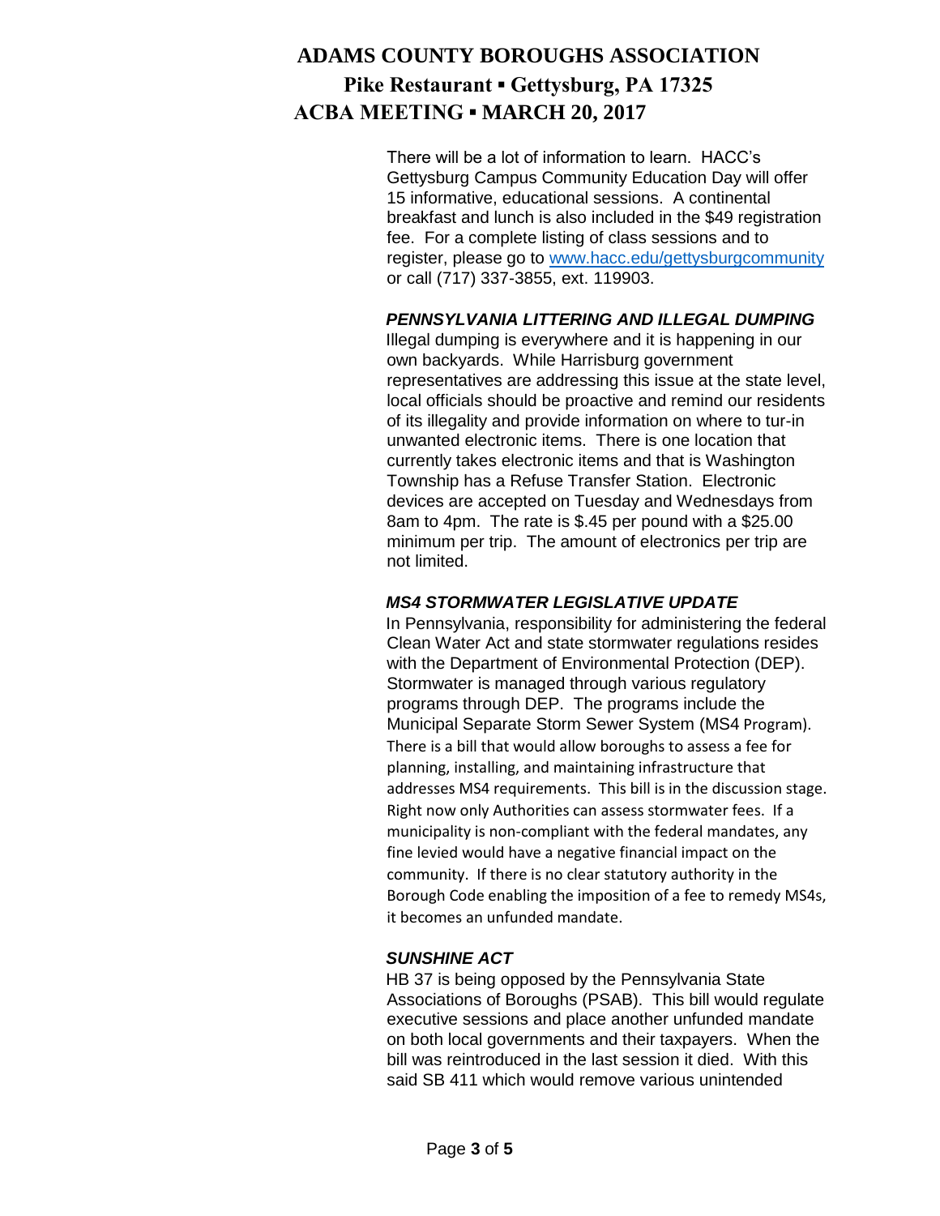There will be a lot of information to learn. HACC's Gettysburg Campus Community Education Day will offer 15 informative, educational sessions. A continental breakfast and lunch is also included in the $49 registration fee. For a complete listing of class sessions and to register, please go to [www.hacc.edu/gettysburgcommunity](http://www.hacc.edu/gettysburgcommunity) or call (717) 337-3855, ext. 119903.

***PENNSYLVANIA LITTERING AND ILLEGAL DUMPING***

Illegal dumping is everywhere and it is happening in our own backyards. While Harrisburg government representatives are addressing this issue at the state level, local officials should be proactive and remind our residents of its illegality and provide information on where to tur-in unwanted electronic items. There is one location that currently takes electronic items and that is Washington Township has a Refuse Transfer Station. Electronic devices are accepted on Tuesday and Wednesdays from 8am to 4pm. The rate is $.45 per pound with a $25.00 minimum per trip. The amount of electronics per trip are not limited.

***MS4 STORMWATER LEGISLATIVE UPDATE***

In Pennsylvania, responsibility for administering the federal Clean Water Act and state stormwater regulations resides with the Department of Environmental Protection (DEP). Stormwater is managed through various regulatory programs through DEP. The programs include the Municipal Separate Storm Sewer System (MS4 Program). There is a bill that would allow boroughs to assess a fee for planning, installing, and maintaining infrastructure that addresses MS4 requirements. This bill is in the discussion stage. Right now only Authorities can assess stormwater fees. If a municipality is non-compliant with the federal mandates, any fine levied would have a negative financial impact on the community. If there is no clear statutory authority in the Borough Code enabling the imposition of a fee to remedy MS4s, it becomes an unfunded mandate.

***SUNSHINE ACT***

HB 37 is being opposed by the Pennsylvania State Associations of Boroughs (PSAB). This bill would regulate executive sessions and place another unfunded mandate on both local governments and their taxpayers. When the bill was reintroduced in the last session it died. With this said SB 411 which would remove various unintended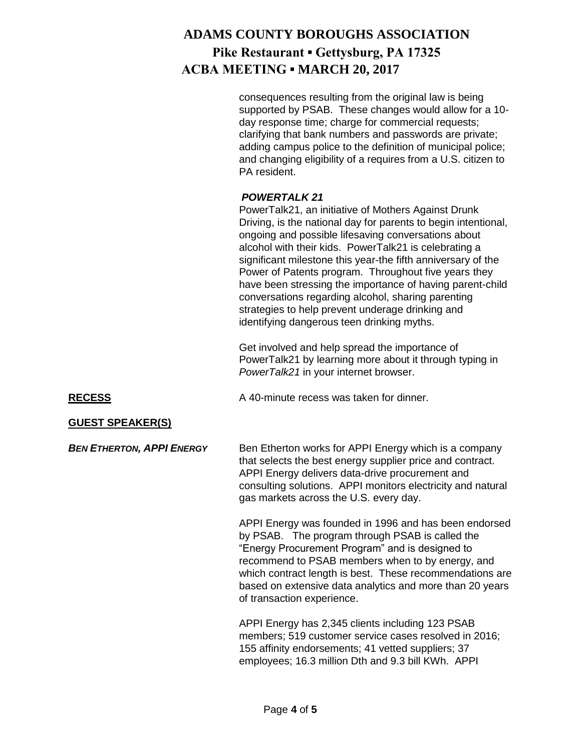consequences resulting from the original law is being supported by PSAB. These changes would allow for a 10-day response time; charge for commercial requests; clarifying that bank numbers and passwords are private; adding campus police to the definition of municipal police; and changing eligibility of a requires from a U.S. citizen to PA resident.

***POWERTALK 21***

PowerTalk21, an initiative of Mothers Against Drunk Driving, is the national day for parents to begin intentional, ongoing and possible lifesaving conversations about alcohol with their kids. PowerTalk21 is celebrating a significant milestone this year-the fifth anniversary of the Power of Patents program. Throughout five years they have been stressing the importance of having parent-child conversations regarding alcohol, sharing parenting strategies to help prevent underage drinking and identifying dangerous teen drinking myths.

Get involved and help spread the importance of PowerTalk21 by learning more about it through typing in *PowerTalk21* in your internet browser.

**RECESS**

A 40-minute recess was taken for dinner.

**GUEST SPEAKER(S)**

***BEN ETHERTON, APPI ENERGY***

Ben Etherton works for APPI Energy which is a company that selects the best energy supplier price and contract. APPI Energy delivers data-drive procurement and consulting solutions. APPI monitors electricity and natural gas markets across the U.S. every day.

APPI Energy was founded in 1996 and has been endorsed by PSAB. The program through PSAB is called the "Energy Procurement Program" and is designed to recommend to PSAB members when to by energy, and which contract length is best. These recommendations are based on extensive data analytics and more than 20 years of transaction experience.

APPI Energy has 2,345 clients including 123 PSAB members; 519 customer service cases resolved in 2016; 155 affinity endorsements; 41 vetted suppliers; 37 employees; 16.3 million Dth and 9.3 bill KWh. APPI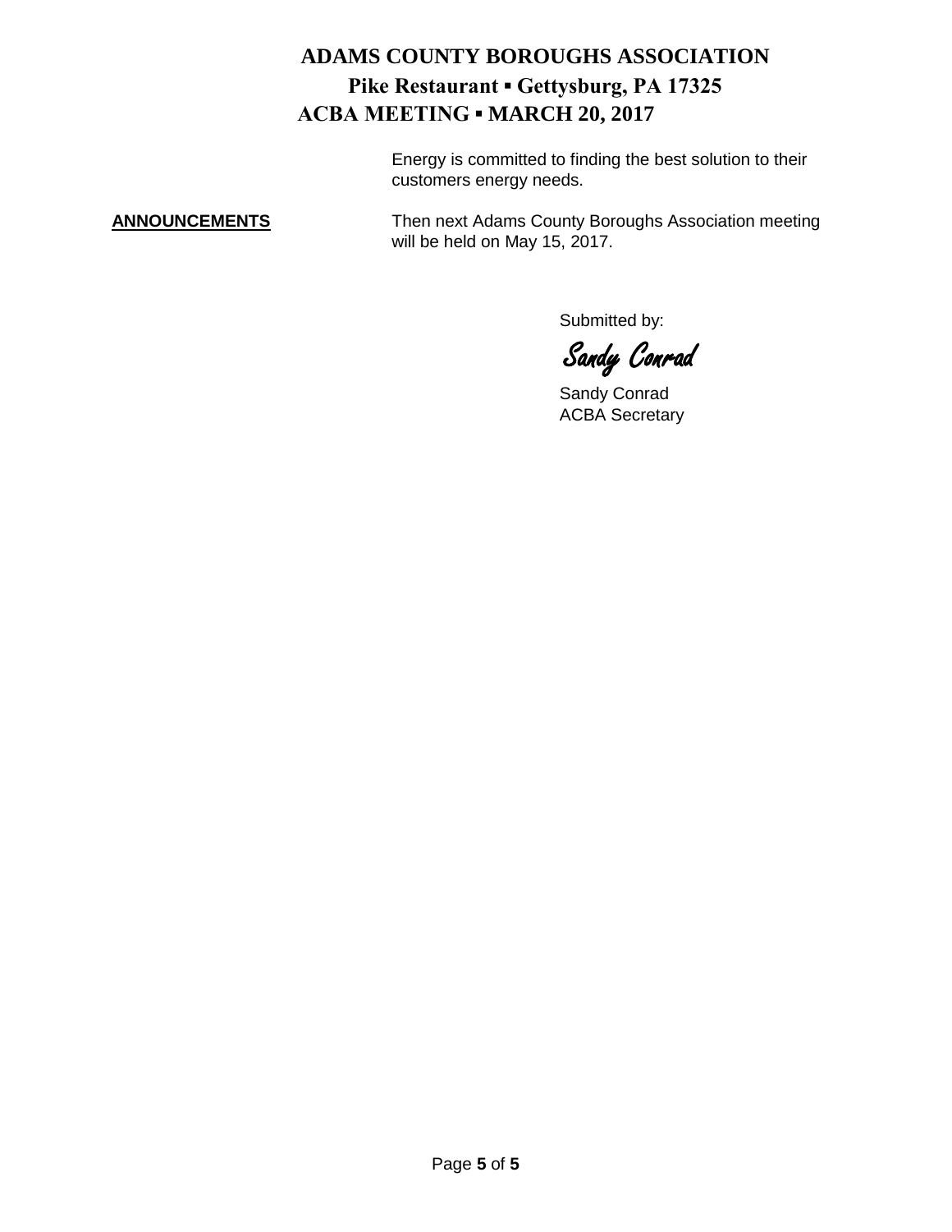Energy is committed to finding the best solution to their customers energy needs.

**ANNOUNCEMENTS** Then next Adams County Boroughs Association meeting will be held on May 15, 2017.

Submitted by:

*Sandy Conrad*

Sandy Conrad
ACBA Secretary